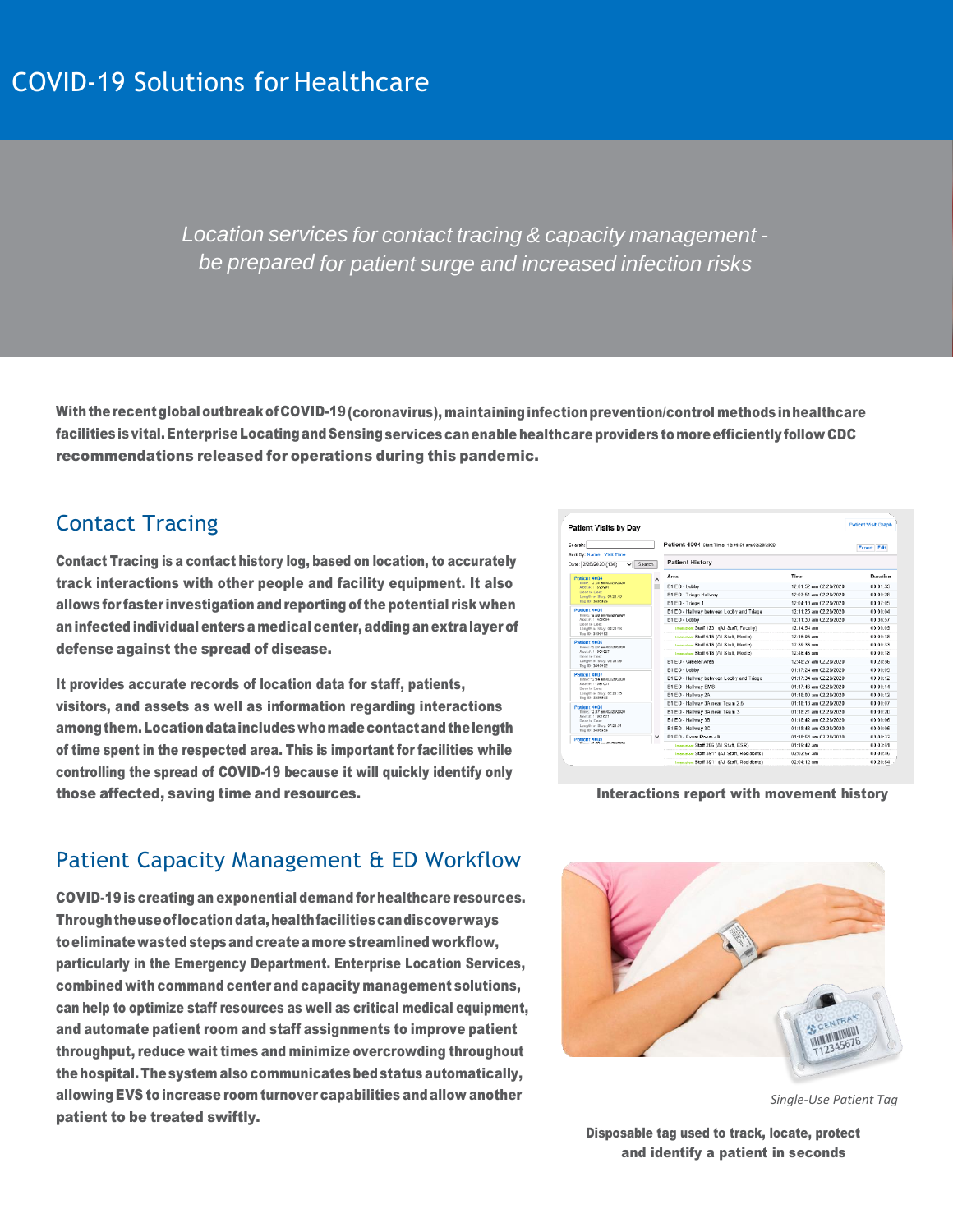# COVID-19 Solutions for Healthcare

*Location services for contact tracing & capacity management - be prepared for patient surge and increased infection risks*

**With the recent global outbreak of COVID-19 (coronavirus), maintaining infection prevention/control methods in healthcare facilities is vital. Enterprise Locating and Sensing services can enable healthcare providers to more efficiently follow CDC recommendations released for operations during this pandemic.**

## Contact Tracing

**Contact Tracing is a contact history log, based on location, to accurately track interactions with other people and facility equipment. It also allows for faster investigation and reporting of the potential risk when an infected individual enters a medical center, adding an extra layer of defense against the spread of disease.**

**It provides accurate records of location data for staff, patients, visitors, and assets as well as information regarding interactions among them. Location data includes who made contact and the length of time spent in the respected area. This is important for facilities while controlling the spread of COVID-19 because it will quickly identify only those affected, saving time and resources.**

**Interactions report with movement history**

## Patient Capacity Management & ED Workflow

**COVID-19 is creating an exponential demand for healthcare resources. Through the use of location data, health facilities can discover ways to eliminate wasted steps and create a more streamlined workflow, particularly in the Emergency Department. Enterprise Location Services, combined with command center and capacity management solutions, can help to optimize staff resources as well as critical medical equipment, and automate patient room and staff assignments to improve patient throughput, reduce wait times and minimize overcrowding throughout the hospital. The system also communicates bed status automatically, allowing EVS to increase room turnover capabilities and allow another patient to be treated swiftly.**

*Single-Use Patient Tag*

**Disposable tag used to track, locate, protect and identify a patient in seconds**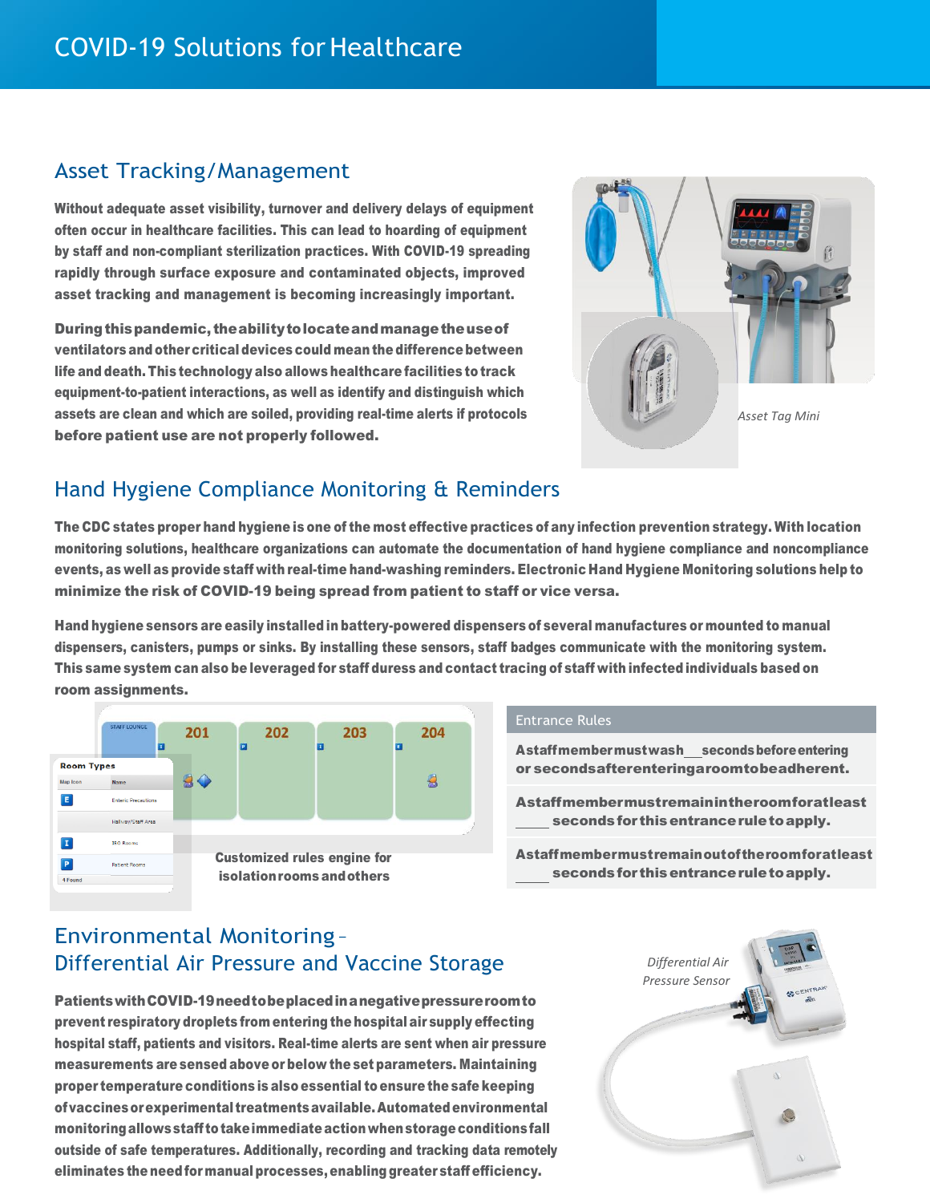# COVID-19 Solutions for Healthcare

## Asset Tracking/Management

**Without adequate asset visibility, turnover and delivery delays of equipment often occur in healthcare facilities. This can lead to hoarding of equipment by staff and non-compliant sterilization practices. With COVID-19 spreading rapidly through surface exposure and contaminated objects, improved asset tracking and management is becoming increasingly important.**

**During this pandemic, the ability to locate and manage the use of ventilators and other critical devices could mean the difference between life and death. This technology also allows healthcare facilities to track equipment-to-patient interactions, as well as identify and distinguish which assets are clean and which are soiled, providing real-time alerts if protocols before patient use are not properly followed.**

*Asset Tag Mini*

## Hand Hygiene Compliance Monitoring & Reminders

**The CDC states proper hand hygiene is one of the most effective practices of any infection prevention strategy. With location monitoring solutions, healthcare organizations can automate the documentation of hand hygiene compliance and noncompliance events, as well as provide staff with real-time hand-washing reminders. Electronic Hand Hygiene Monitoring solutions help to minimize the risk of COVID-19 being spread from patient to staff or vice versa.**

**Hand hygiene sensors are easily installed in battery-powered dispensers of several manufactures or mounted to manual dispensers, canisters, pumps or sinks. By installing these sensors, staff badges communicate with the monitoring system. This same system can also be leveraged for staff duress and contact tracing of staff with infected individuals based on room assignments.**

**Customized rules engine for isolation rooms and others**

| Entrance Rules |
| --- |
| **A staff member must wash \_\_ seconds before entering or seconds after entering a room to be adherent.** |
| **A staff member must remain in the room for at least \_\_\_\_ seconds for this entrance rule to apply.** |
| **A staff member must remain out of the room for at least \_\_\_\_ seconds for this entrance rule to apply.** |

## Environmental Monitoring – Differential Air Pressure and Vaccine Storage

**Patients with COVID-19 need to be placed in a negative pressure room to prevent respiratory droplets from entering the hospital air supply effecting hospital staff, patients and visitors. Real-time alerts are sent when air pressure measurements are sensed above or below the set parameters. Maintaining proper temperature conditions is also essential to ensure the safe keeping of vaccines or experimental treatments available. Automated environmental monitoring allows staff to take immediate action when storage conditions fall outside of safe temperatures. Additionally, recording and tracking data remotely eliminates the need for manual processes, enabling greater staff efficiency.**

*Differential Air Pressure Sensor*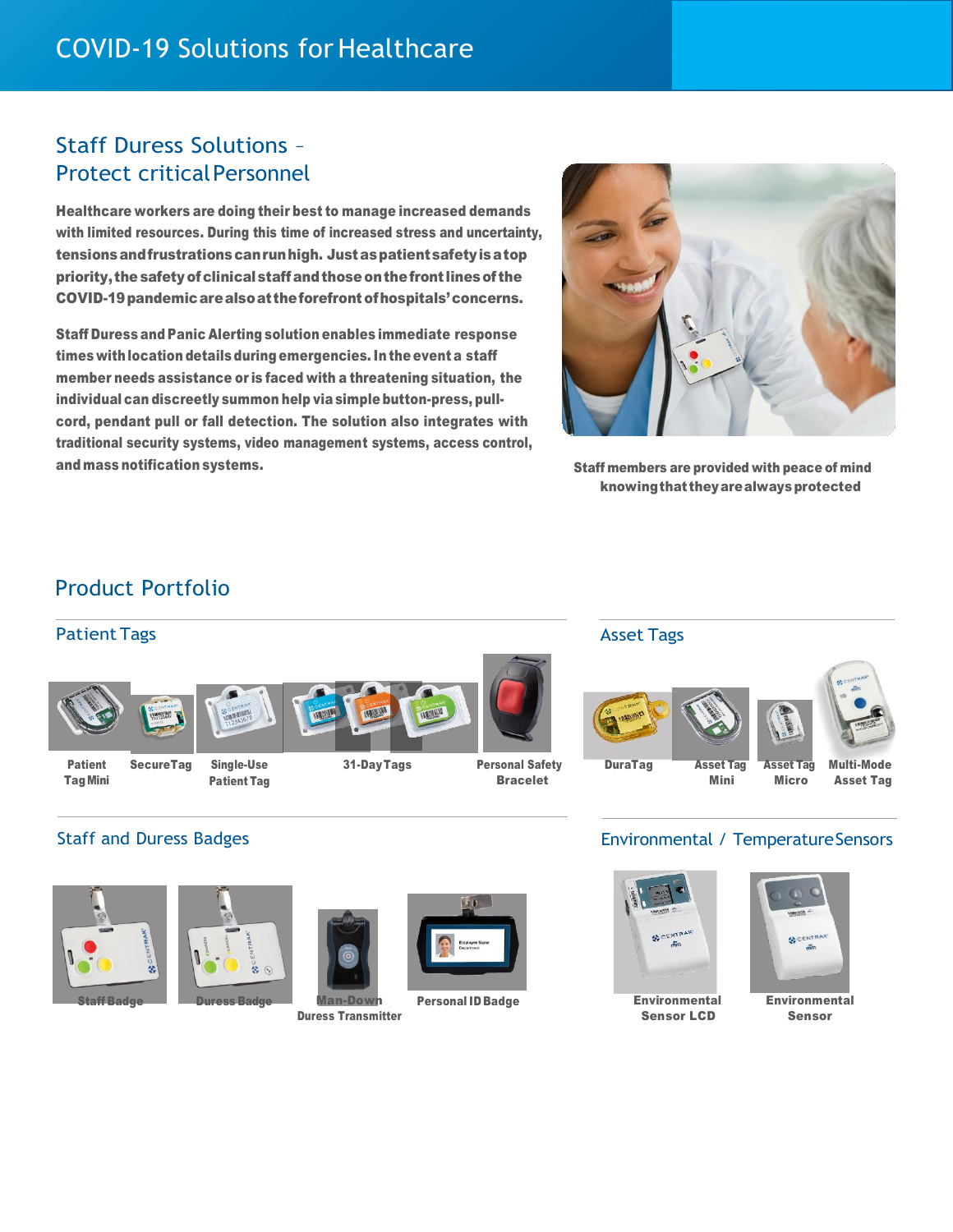# COVID-19 Solutions for Healthcare

## Staff Duress Solutions – Protect critical Personnel

**Healthcare workers are doing their best to manage increased demands with limited resources. During this time of increased stress and uncertainty, tensions and frustrations can run high. Just as patient safety is a top priority, the safety of clinical staff and those on the front lines of the COVID-19 pandemic are also at the forefront of hospitals' concerns.**

**Staff Duress and Panic Alerting solution enables immediate response times with location details during emergencies. In the event a staff member needs assistance or is faced with a threatening situation, the individual can discreetly summon help via simple button-press, pull-cord, pendant pull or fall detection. The solution also integrates with traditional security systems, video management systems, access control, and mass notification systems.**

Staff members are provided with peace of mind knowing that they are always protected

## Product Portfolio

### Patient Tags

Patient Tag Mini

SecureTag

Single-Use Patient Tag

31-Day Tags

Personal Safety Bracelet

### Asset Tags

DuraTag

Asset Tag Mini

Asset Tag Micro

Multi-Mode Asset Tag

### Staff and Duress Badges

Staff Badge

Duress Badge

Man-Down Duress Transmitter

Personal ID Badge

### Environmental / Temperature Sensors

Environmental Sensor LCD

Environmental Sensor